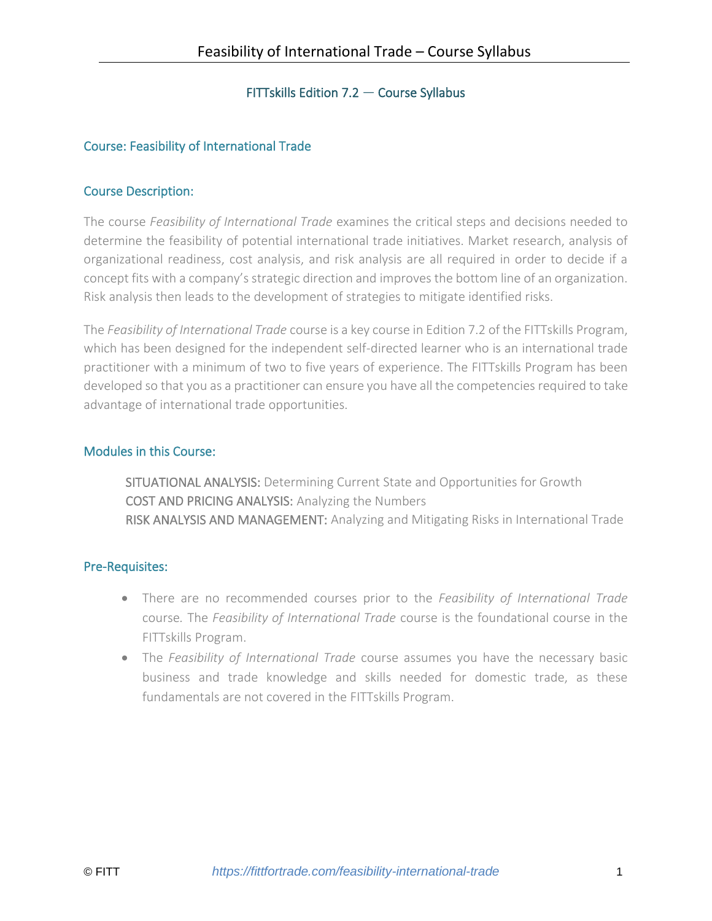FITTskills Edition 7.2 — Course Syllabus

## Course: Feasibility of International Trade

### Course Description:

The course *Feasibility of International Trade* examines the critical steps and decisions needed to determine the feasibility of potential international trade initiatives. Market research, analysis of organizational readiness, cost analysis, and risk analysis are all required in order to decide if a concept fits with a company's strategic direction and improves the bottom line of an organization. Risk analysis then leads to the development of strategies to mitigate identified risks.

The *Feasibility of International Trade* course is a key course in Edition 7.2 of the FITTskills Program, which has been designed for the independent self-directed learner who is an international trade practitioner with a minimum of two to five years of experience. The FITTskills Program has been developed so that you as a practitioner can ensure you have all the competencies required to take advantage of international trade opportunities.

### Modules in this Course:

SITUATIONAL ANALYSIS: Determining Current State and Opportunities for Growth
COST AND PRICING ANALYSIS: Analyzing the Numbers
RISK ANALYSIS AND MANAGEMENT: Analyzing and Mitigating Risks in International Trade

### Pre-Requisites:

- There are no recommended courses prior to the *Feasibility of International Trade* course. The *Feasibility of International Trade* course is the foundational course in the FITTskills Program.
- The *Feasibility of International Trade* course assumes you have the necessary basic business and trade knowledge and skills needed for domestic trade, as these fundamentals are not covered in the FITTskills Program.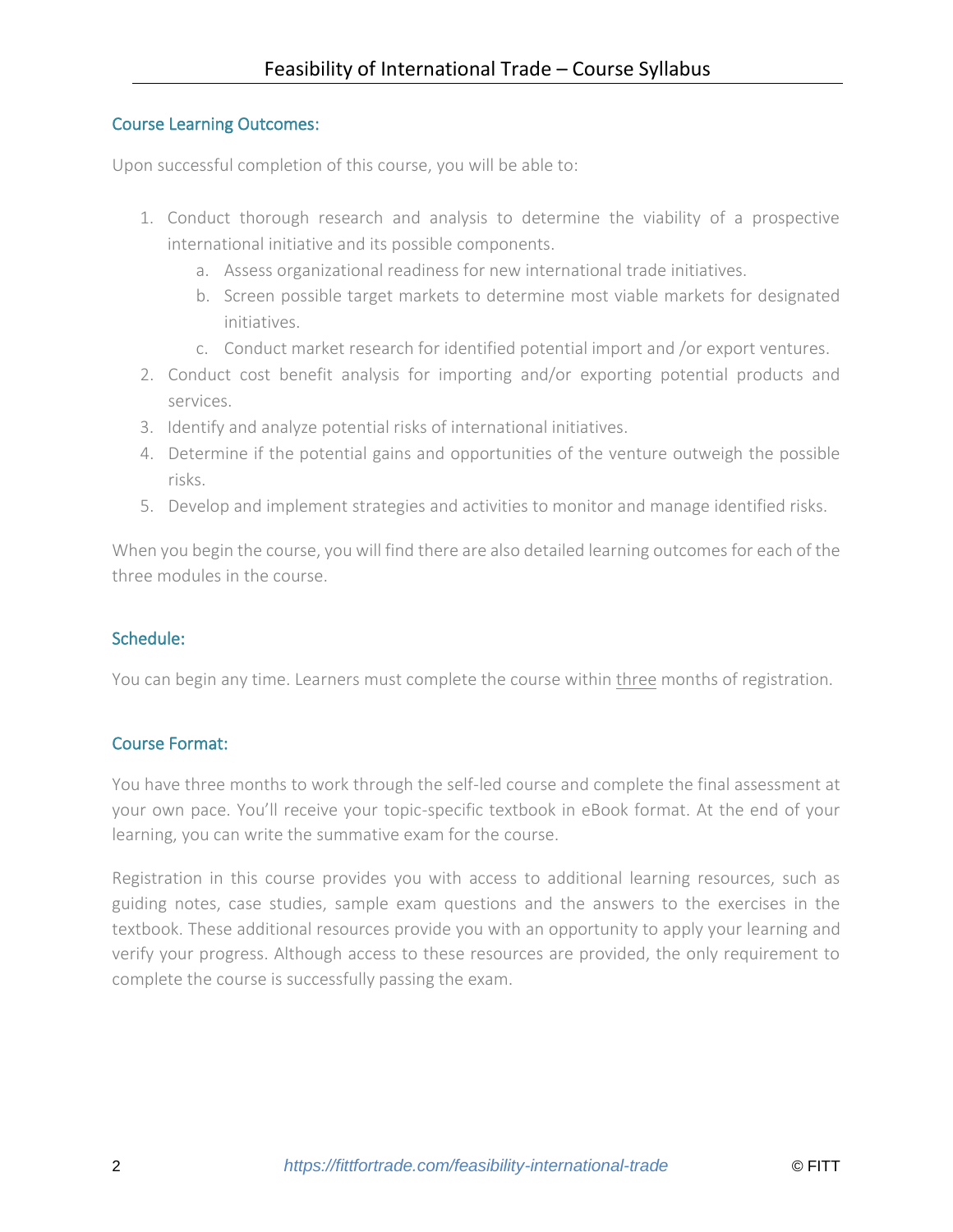## Course Learning Outcomes:

Upon successful completion of this course, you will be able to:

1. Conduct thorough research and analysis to determine the viability of a prospective international initiative and its possible components.
   a. Assess organizational readiness for new international trade initiatives.
   b. Screen possible target markets to determine most viable markets for designated initiatives.
   c. Conduct market research for identified potential import and /or export ventures.
2. Conduct cost benefit analysis for importing and/or exporting potential products and services.
3. Identify and analyze potential risks of international initiatives.
4. Determine if the potential gains and opportunities of the venture outweigh the possible risks.
5. Develop and implement strategies and activities to monitor and manage identified risks.

When you begin the course, you will find there are also detailed learning outcomes for each of the three modules in the course.

## Schedule:

You can begin any time. Learners must complete the course within <u>three</u> months of registration.

## Course Format:

You have three months to work through the self-led course and complete the final assessment at your own pace. You'll receive your topic-specific textbook in eBook format. At the end of your learning, you can write the summative exam for the course.

Registration in this course provides you with access to additional learning resources, such as guiding notes, case studies, sample exam questions and the answers to the exercises in the textbook. These additional resources provide you with an opportunity to apply your learning and verify your progress. Although access to these resources are provided, the only requirement to complete the course is successfully passing the exam.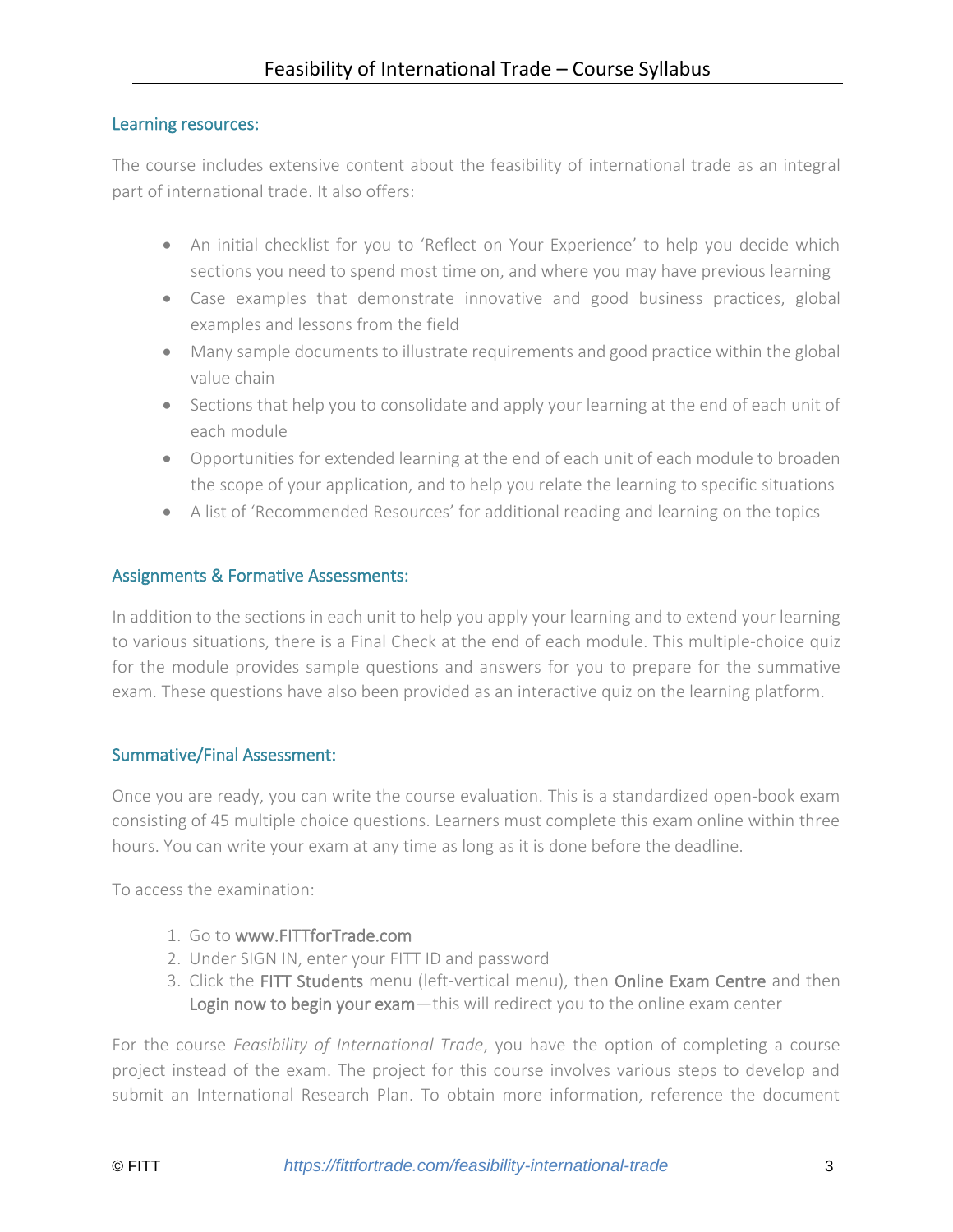## Learning resources:

The course includes extensive content about the feasibility of international trade as an integral part of international trade. It also offers:

- An initial checklist for you to 'Reflect on Your Experience' to help you decide which sections you need to spend most time on, and where you may have previous learning
- Case examples that demonstrate innovative and good business practices, global examples and lessons from the field
- Many sample documents to illustrate requirements and good practice within the global value chain
- Sections that help you to consolidate and apply your learning at the end of each unit of each module
- Opportunities for extended learning at the end of each unit of each module to broaden the scope of your application, and to help you relate the learning to specific situations
- A list of 'Recommended Resources' for additional reading and learning on the topics

## Assignments & Formative Assessments:

In addition to the sections in each unit to help you apply your learning and to extend your learning to various situations, there is a Final Check at the end of each module. This multiple-choice quiz for the module provides sample questions and answers for you to prepare for the summative exam. These questions have also been provided as an interactive quiz on the learning platform.

## Summative/Final Assessment:

Once you are ready, you can write the course evaluation. This is a standardized open-book exam consisting of 45 multiple choice questions. Learners must complete this exam online within three hours. You can write your exam at any time as long as it is done before the deadline.

To access the examination:

1. Go to www.FITTforTrade.com
2. Under SIGN IN, enter your FITT ID and password
3. Click the FITT Students menu (left-vertical menu), then Online Exam Centre and then Login now to begin your exam—this will redirect you to the online exam center

For the course *Feasibility of International Trade*, you have the option of completing a course project instead of the exam. The project for this course involves various steps to develop and submit an International Research Plan. To obtain more information, reference the document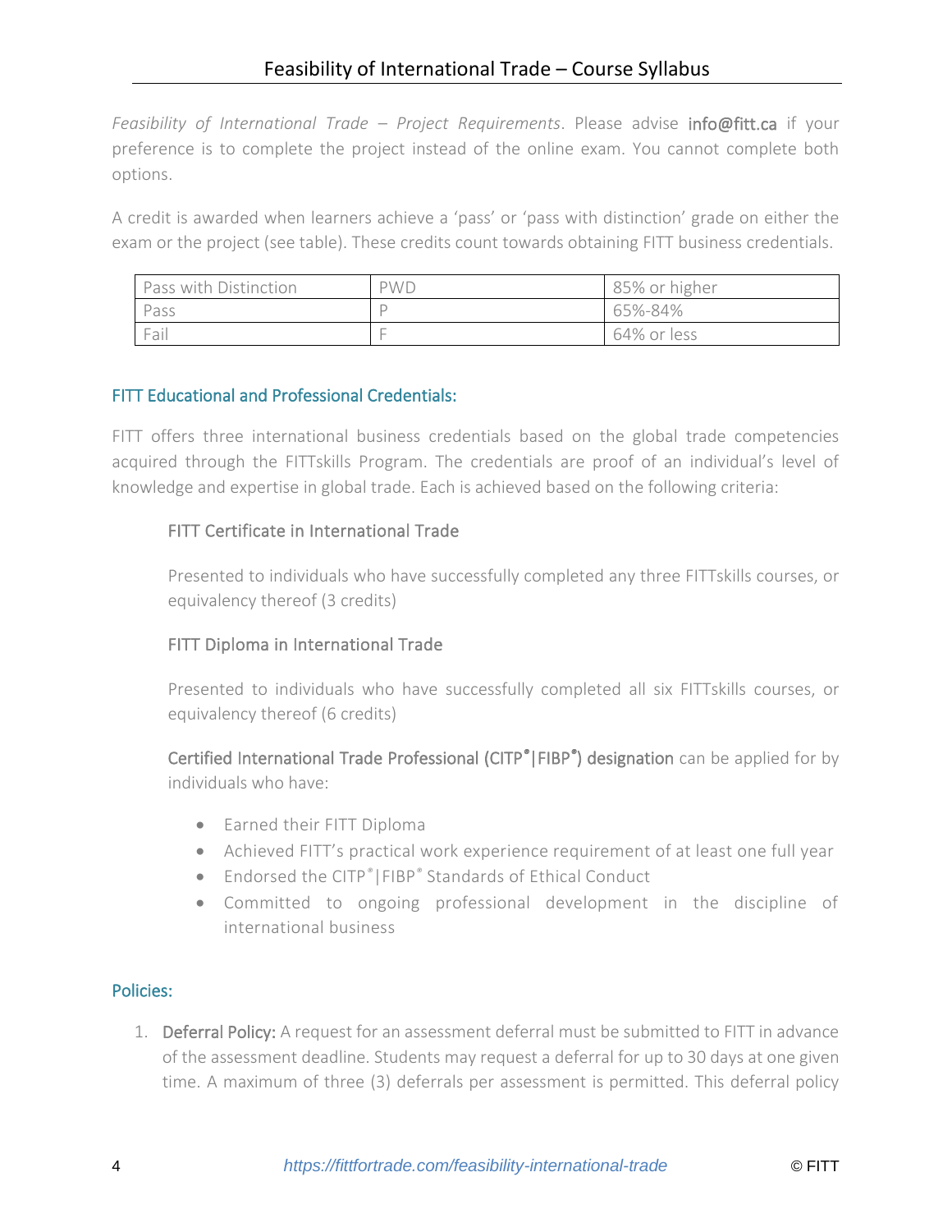*Feasibility of International Trade – Project Requirements*. Please advise info@fitt.ca if your preference is to complete the project instead of the online exam. You cannot complete both options.

A credit is awarded when learners achieve a 'pass' or 'pass with distinction' grade on either the exam or the project (see table). These credits count towards obtaining FITT business credentials.

| Pass with Distinction | PWD | 85% or higher |
|---|---|---|
| Pass | P | 65%-84% |
| Fail | F | 64% or less |

## FITT Educational and Professional Credentials:

FITT offers three international business credentials based on the global trade competencies acquired through the FITTskills Program. The credentials are proof of an individual's level of knowledge and expertise in global trade. Each is achieved based on the following criteria:

### FITT Certificate in International Trade

Presented to individuals who have successfully completed any three FITTskills courses, or equivalency thereof (3 credits)

### FITT Diploma in International Trade

Presented to individuals who have successfully completed all six FITTskills courses, or equivalency thereof (6 credits)

**Certified International Trade Professional (CITP®|FIBP®) designation** can be applied for by individuals who have:

- Earned their FITT Diploma
- Achieved FITT's practical work experience requirement of at least one full year
- Endorsed the CITP®|FIBP® Standards of Ethical Conduct
- Committed to ongoing professional development in the discipline of international business

## Policies:

1. **Deferral Policy:** A request for an assessment deferral must be submitted to FITT in advance of the assessment deadline. Students may request a deferral for up to 30 days at one given time. A maximum of three (3) deferrals per assessment is permitted. This deferral policy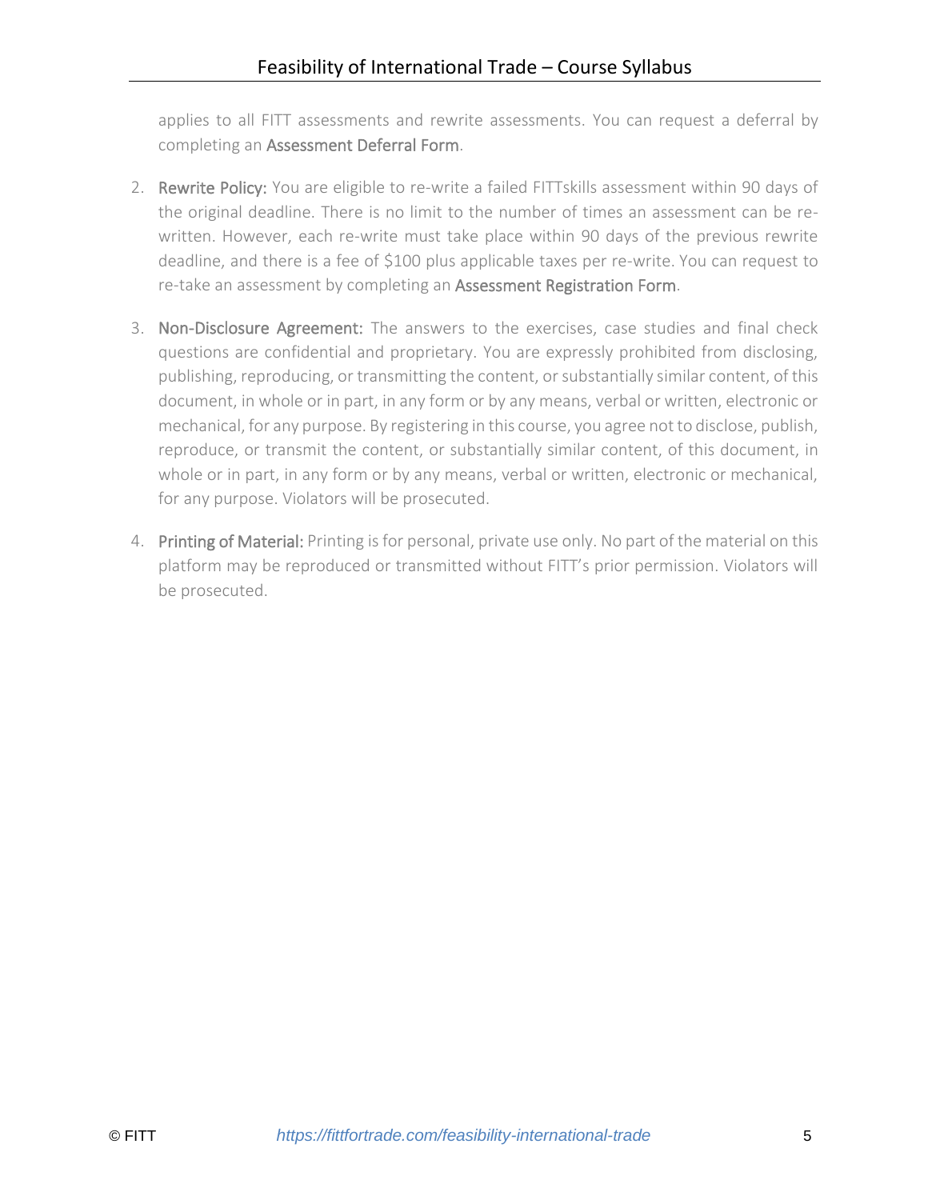applies to all FITT assessments and rewrite assessments. You can request a deferral by completing an **Assessment Deferral Form**.

2. **Rewrite Policy:** You are eligible to re-write a failed FITTskills assessment within 90 days of the original deadline. There is no limit to the number of times an assessment can be re-written. However, each re-write must take place within 90 days of the previous rewrite deadline, and there is a fee of $100 plus applicable taxes per re-write. You can request to re-take an assessment by completing an **Assessment Registration Form**.

3. **Non-Disclosure Agreement:** The answers to the exercises, case studies and final check questions are confidential and proprietary. You are expressly prohibited from disclosing, publishing, reproducing, or transmitting the content, or substantially similar content, of this document, in whole or in part, in any form or by any means, verbal or written, electronic or mechanical, for any purpose. By registering in this course, you agree not to disclose, publish, reproduce, or transmit the content, or substantially similar content, of this document, in whole or in part, in any form or by any means, verbal or written, electronic or mechanical, for any purpose. Violators will be prosecuted.

4. **Printing of Material:** Printing is for personal, private use only. No part of the material on this platform may be reproduced or transmitted without FITT's prior permission. Violators will be prosecuted.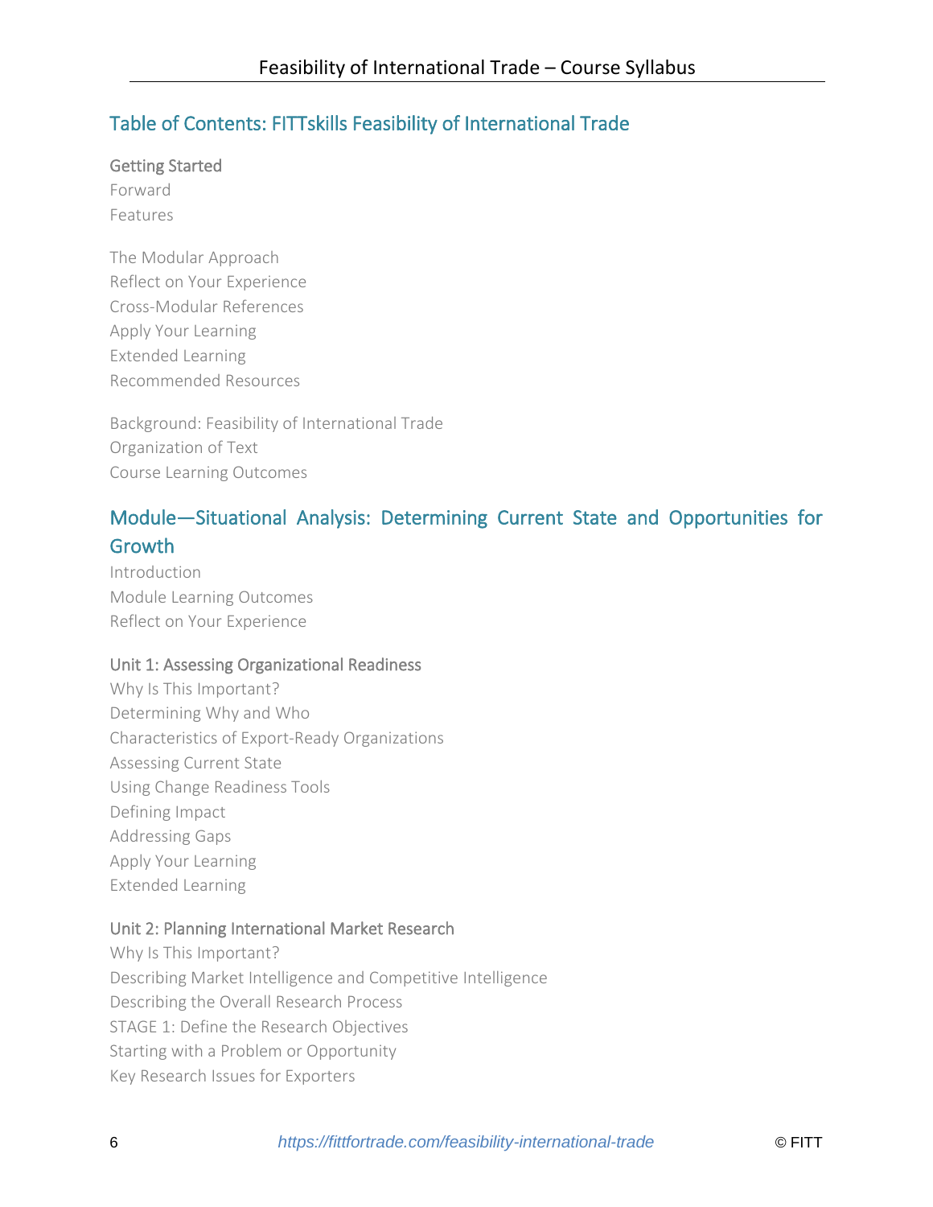## Table of Contents: FITTskills Feasibility of International Trade

**Getting Started**

Forward

Features

The Modular Approach

Reflect on Your Experience

Cross-Modular References

Apply Your Learning

Extended Learning

Recommended Resources

Background: Feasibility of International Trade

Organization of Text

Course Learning Outcomes

## Module—Situational Analysis: Determining Current State and Opportunities for Growth

Introduction

Module Learning Outcomes

Reflect on Your Experience

**Unit 1: Assessing Organizational Readiness**

Why Is This Important?

Determining Why and Who

Characteristics of Export-Ready Organizations

Assessing Current State

Using Change Readiness Tools

Defining Impact

Addressing Gaps

Apply Your Learning

Extended Learning

**Unit 2: Planning International Market Research**

Why Is This Important?

Describing Market Intelligence and Competitive Intelligence

Describing the Overall Research Process

STAGE 1: Define the Research Objectives

Starting with a Problem or Opportunity

Key Research Issues for Exporters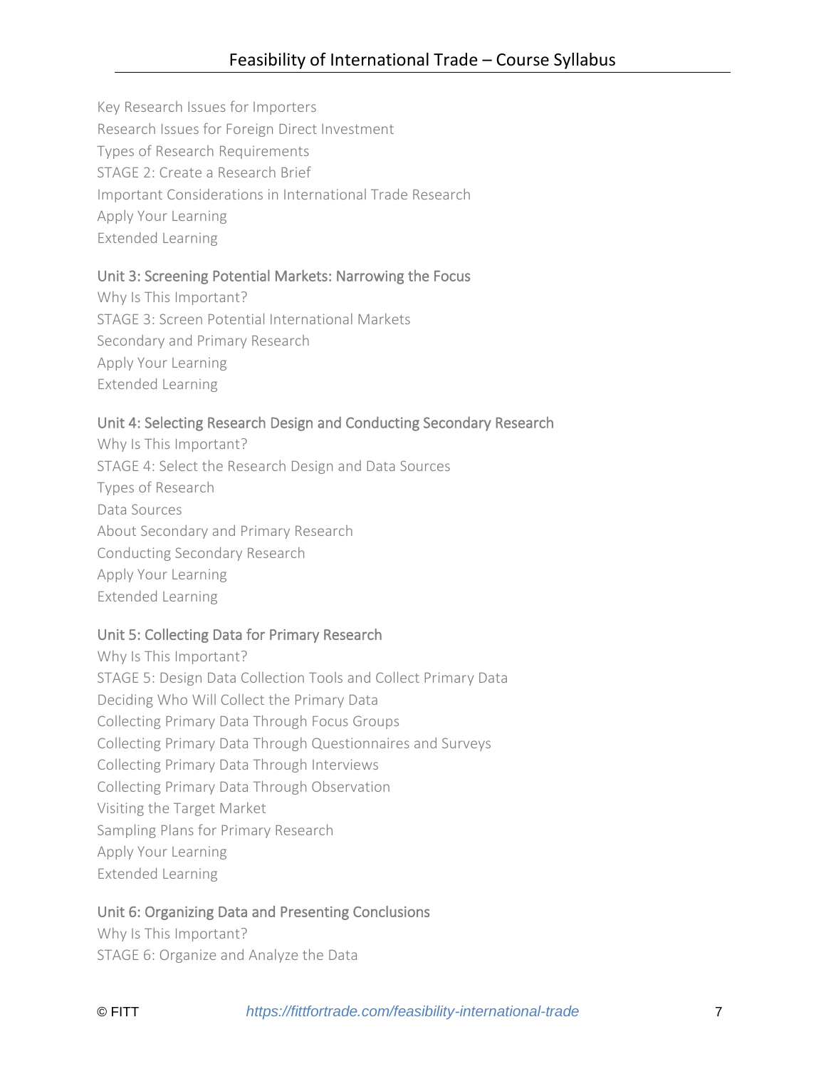Key Research Issues for Importers
Research Issues for Foreign Direct Investment
Types of Research Requirements
STAGE 2: Create a Research Brief
Important Considerations in International Trade Research
Apply Your Learning
Extended Learning

### Unit 3: Screening Potential Markets: Narrowing the Focus

Why Is This Important?
STAGE 3: Screen Potential International Markets
Secondary and Primary Research
Apply Your Learning
Extended Learning

### Unit 4: Selecting Research Design and Conducting Secondary Research

Why Is This Important?
STAGE 4: Select the Research Design and Data Sources
Types of Research
Data Sources
About Secondary and Primary Research
Conducting Secondary Research
Apply Your Learning
Extended Learning

### Unit 5: Collecting Data for Primary Research

Why Is This Important?
STAGE 5: Design Data Collection Tools and Collect Primary Data
Deciding Who Will Collect the Primary Data
Collecting Primary Data Through Focus Groups
Collecting Primary Data Through Questionnaires and Surveys
Collecting Primary Data Through Interviews
Collecting Primary Data Through Observation
Visiting the Target Market
Sampling Plans for Primary Research
Apply Your Learning
Extended Learning

### Unit 6: Organizing Data and Presenting Conclusions

Why Is This Important?
STAGE 6: Organize and Analyze the Data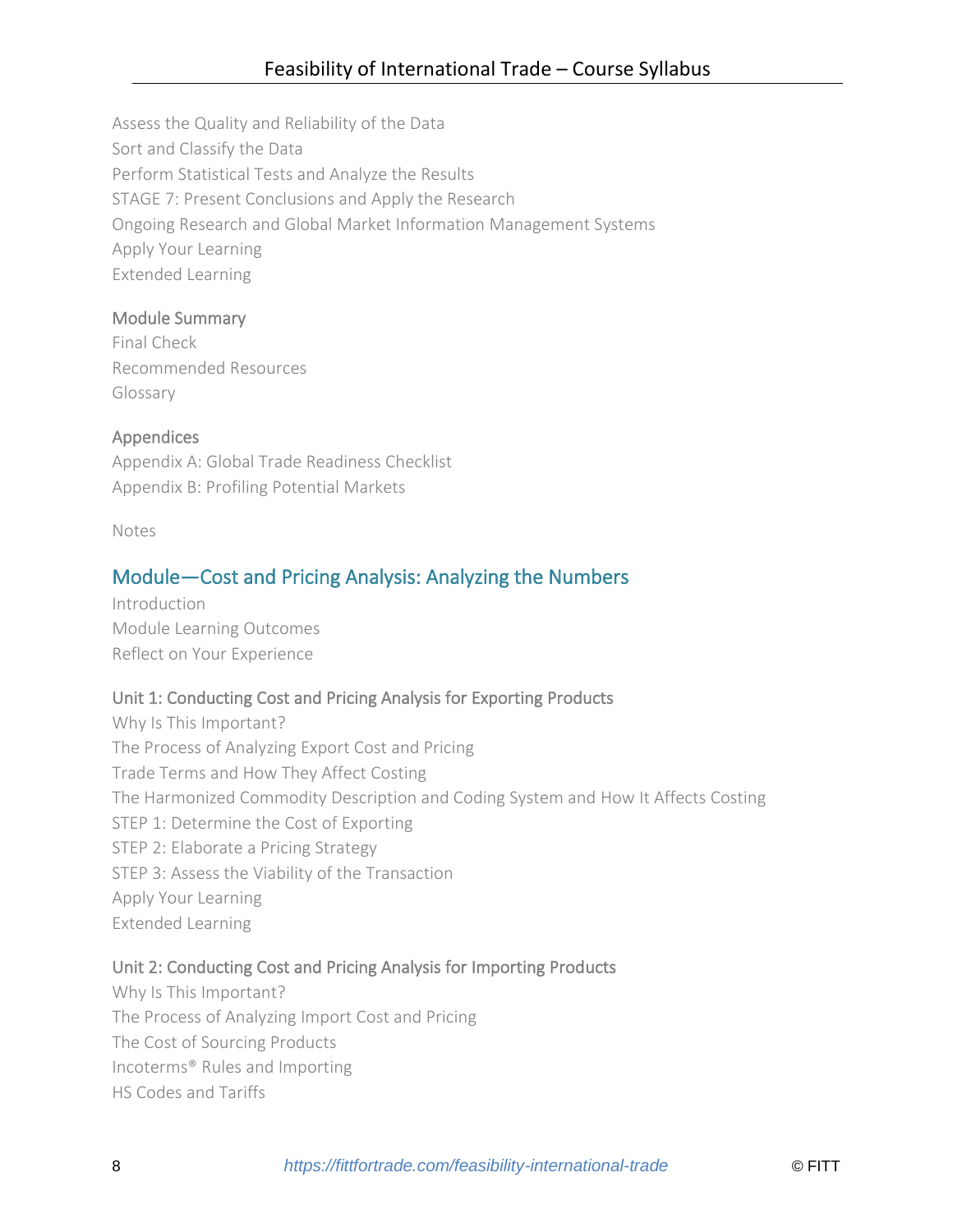Assess the Quality and Reliability of the Data
Sort and Classify the Data
Perform Statistical Tests and Analyze the Results
STAGE 7: Present Conclusions and Apply the Research
Ongoing Research and Global Market Information Management Systems
Apply Your Learning
Extended Learning

### Module Summary

Final Check
Recommended Resources
Glossary

### Appendices

Appendix A: Global Trade Readiness Checklist
Appendix B: Profiling Potential Markets

Notes

## Module—Cost and Pricing Analysis: Analyzing the Numbers

Introduction
Module Learning Outcomes
Reflect on Your Experience

### Unit 1: Conducting Cost and Pricing Analysis for Exporting Products

Why Is This Important?
The Process of Analyzing Export Cost and Pricing
Trade Terms and How They Affect Costing
The Harmonized Commodity Description and Coding System and How It Affects Costing
STEP 1: Determine the Cost of Exporting
STEP 2: Elaborate a Pricing Strategy
STEP 3: Assess the Viability of the Transaction
Apply Your Learning
Extended Learning

### Unit 2: Conducting Cost and Pricing Analysis for Importing Products

Why Is This Important?
The Process of Analyzing Import Cost and Pricing
The Cost of Sourcing Products
Incoterms® Rules and Importing
HS Codes and Tariffs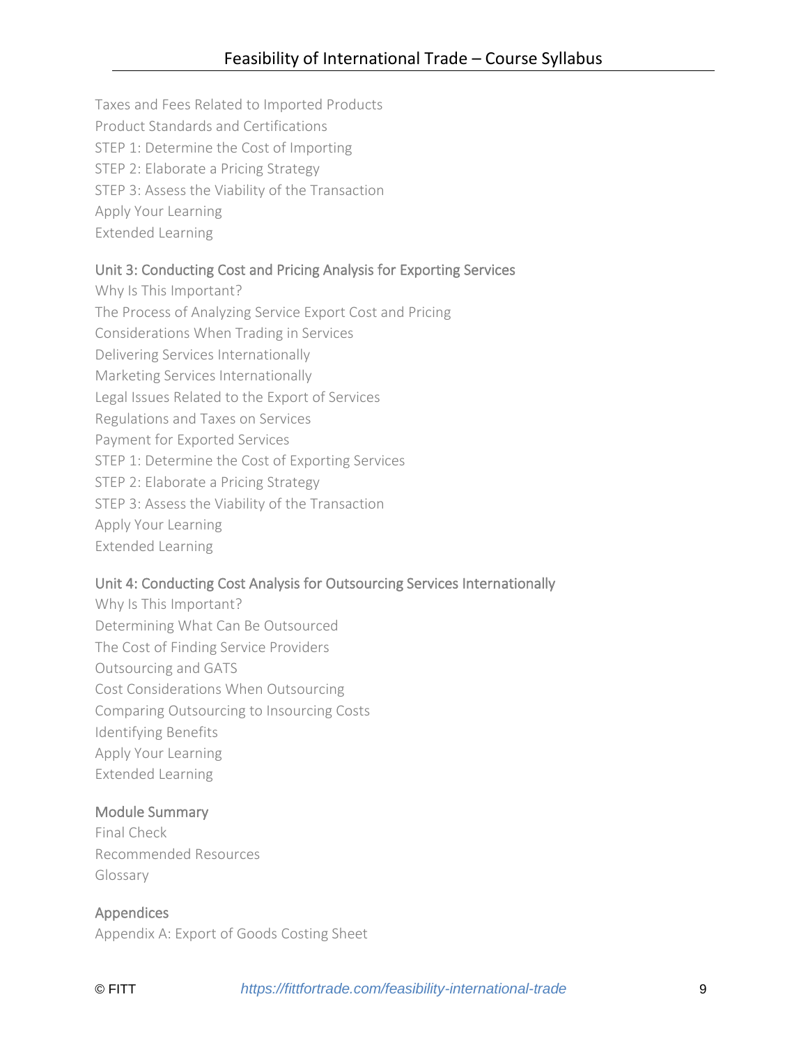Taxes and Fees Related to Imported Products
Product Standards and Certifications
STEP 1: Determine the Cost of Importing
STEP 2: Elaborate a Pricing Strategy
STEP 3: Assess the Viability of the Transaction
Apply Your Learning
Extended Learning

### Unit 3: Conducting Cost and Pricing Analysis for Exporting Services

Why Is This Important?
The Process of Analyzing Service Export Cost and Pricing
Considerations When Trading in Services
Delivering Services Internationally
Marketing Services Internationally
Legal Issues Related to the Export of Services
Regulations and Taxes on Services
Payment for Exported Services
STEP 1: Determine the Cost of Exporting Services
STEP 2: Elaborate a Pricing Strategy
STEP 3: Assess the Viability of the Transaction
Apply Your Learning
Extended Learning

### Unit 4: Conducting Cost Analysis for Outsourcing Services Internationally

Why Is This Important?
Determining What Can Be Outsourced
The Cost of Finding Service Providers
Outsourcing and GATS
Cost Considerations When Outsourcing
Comparing Outsourcing to Insourcing Costs
Identifying Benefits
Apply Your Learning
Extended Learning

### Module Summary

Final Check
Recommended Resources
Glossary

### Appendices

Appendix A: Export of Goods Costing Sheet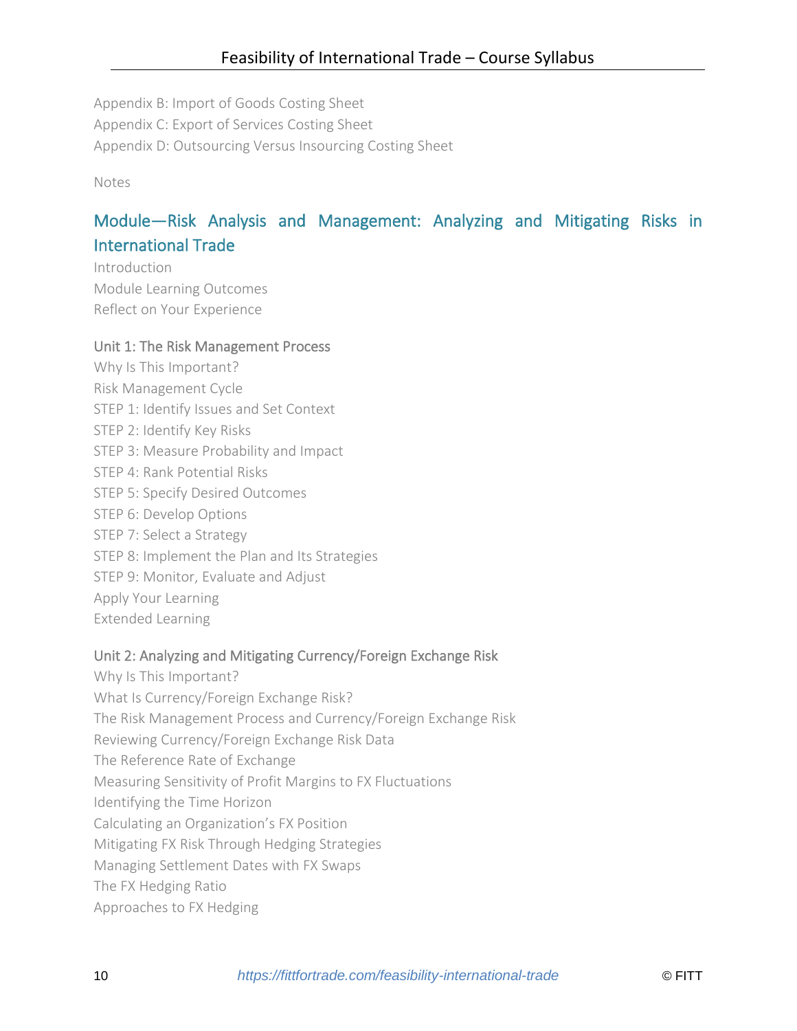Appendix B: Import of Goods Costing Sheet
Appendix C: Export of Services Costing Sheet
Appendix D: Outsourcing Versus Insourcing Costing Sheet

Notes

## Module—Risk Analysis and Management: Analyzing and Mitigating Risks in International Trade

Introduction
Module Learning Outcomes
Reflect on Your Experience

### Unit 1: The Risk Management Process

Why Is This Important?
Risk Management Cycle
STEP 1: Identify Issues and Set Context
STEP 2: Identify Key Risks
STEP 3: Measure Probability and Impact
STEP 4: Rank Potential Risks
STEP 5: Specify Desired Outcomes
STEP 6: Develop Options
STEP 7: Select a Strategy
STEP 8: Implement the Plan and Its Strategies
STEP 9: Monitor, Evaluate and Adjust
Apply Your Learning
Extended Learning

### Unit 2: Analyzing and Mitigating Currency/Foreign Exchange Risk

Why Is This Important?
What Is Currency/Foreign Exchange Risk?
The Risk Management Process and Currency/Foreign Exchange Risk
Reviewing Currency/Foreign Exchange Risk Data
The Reference Rate of Exchange
Measuring Sensitivity of Profit Margins to FX Fluctuations
Identifying the Time Horizon
Calculating an Organization's FX Position
Mitigating FX Risk Through Hedging Strategies
Managing Settlement Dates with FX Swaps
The FX Hedging Ratio
Approaches to FX Hedging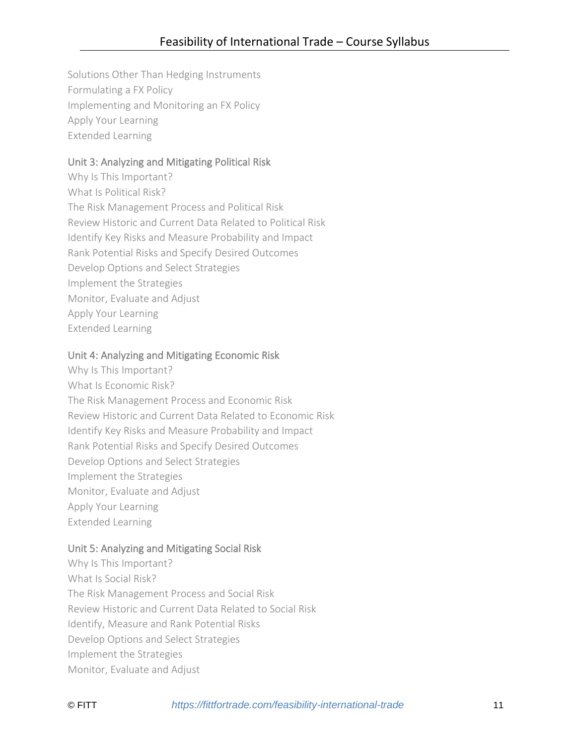Solutions Other Than Hedging Instruments
Formulating a FX Policy
Implementing and Monitoring an FX Policy
Apply Your Learning
Extended Learning

### Unit 3: Analyzing and Mitigating Political Risk

Why Is This Important?
What Is Political Risk?
The Risk Management Process and Political Risk
Review Historic and Current Data Related to Political Risk
Identify Key Risks and Measure Probability and Impact
Rank Potential Risks and Specify Desired Outcomes
Develop Options and Select Strategies
Implement the Strategies
Monitor, Evaluate and Adjust
Apply Your Learning
Extended Learning

### Unit 4: Analyzing and Mitigating Economic Risk

Why Is This Important?
What Is Economic Risk?
The Risk Management Process and Economic Risk
Review Historic and Current Data Related to Economic Risk
Identify Key Risks and Measure Probability and Impact
Rank Potential Risks and Specify Desired Outcomes
Develop Options and Select Strategies
Implement the Strategies
Monitor, Evaluate and Adjust
Apply Your Learning
Extended Learning

### Unit 5: Analyzing and Mitigating Social Risk

Why Is This Important?
What Is Social Risk?
The Risk Management Process and Social Risk
Review Historic and Current Data Related to Social Risk
Identify, Measure and Rank Potential Risks
Develop Options and Select Strategies
Implement the Strategies
Monitor, Evaluate and Adjust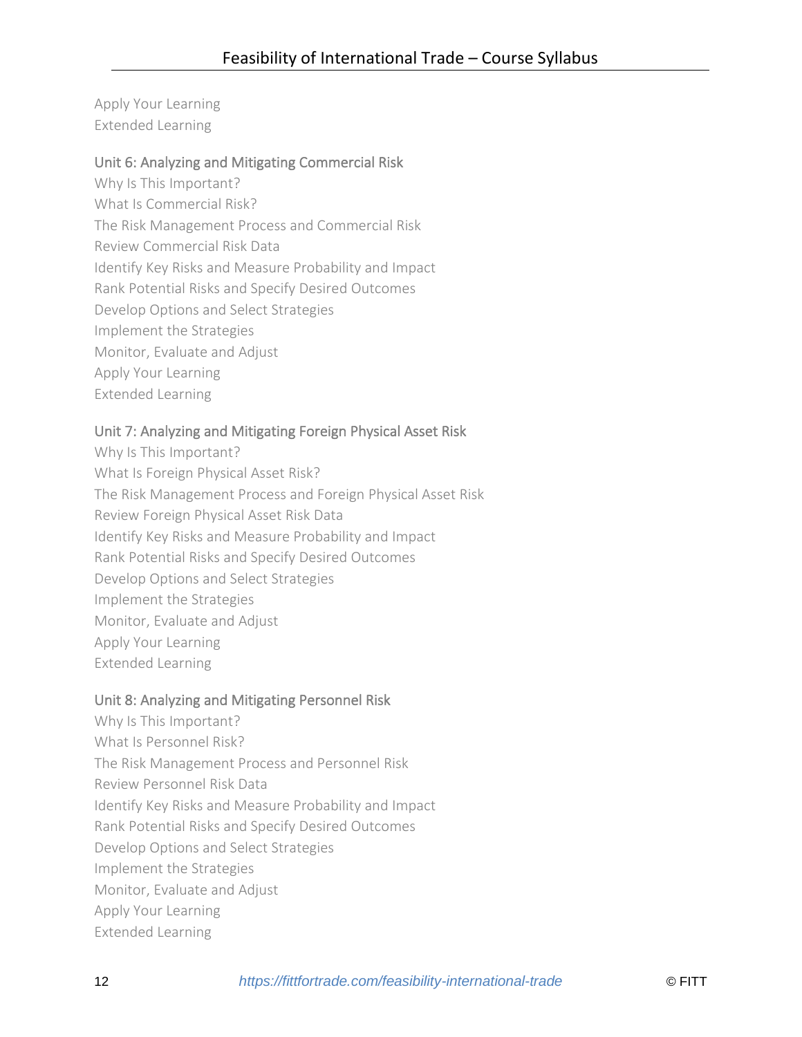Apply Your Learning
Extended Learning

### Unit 6: Analyzing and Mitigating Commercial Risk

Why Is This Important?
What Is Commercial Risk?
The Risk Management Process and Commercial Risk
Review Commercial Risk Data
Identify Key Risks and Measure Probability and Impact
Rank Potential Risks and Specify Desired Outcomes
Develop Options and Select Strategies
Implement the Strategies
Monitor, Evaluate and Adjust
Apply Your Learning
Extended Learning

### Unit 7: Analyzing and Mitigating Foreign Physical Asset Risk

Why Is This Important?
What Is Foreign Physical Asset Risk?
The Risk Management Process and Foreign Physical Asset Risk
Review Foreign Physical Asset Risk Data
Identify Key Risks and Measure Probability and Impact
Rank Potential Risks and Specify Desired Outcomes
Develop Options and Select Strategies
Implement the Strategies
Monitor, Evaluate and Adjust
Apply Your Learning
Extended Learning

### Unit 8: Analyzing and Mitigating Personnel Risk

Why Is This Important?
What Is Personnel Risk?
The Risk Management Process and Personnel Risk
Review Personnel Risk Data
Identify Key Risks and Measure Probability and Impact
Rank Potential Risks and Specify Desired Outcomes
Develop Options and Select Strategies
Implement the Strategies
Monitor, Evaluate and Adjust
Apply Your Learning
Extended Learning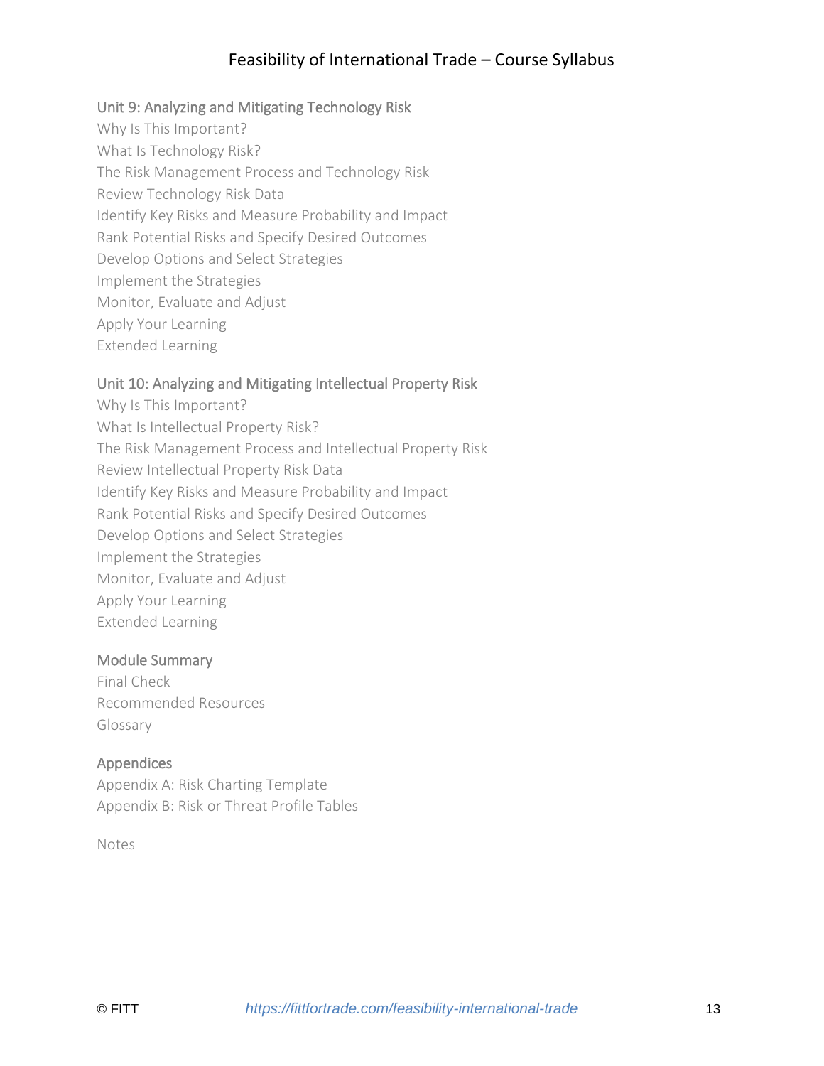## Unit 9: Analyzing and Mitigating Technology Risk

Why Is This Important?
What Is Technology Risk?
The Risk Management Process and Technology Risk
Review Technology Risk Data
Identify Key Risks and Measure Probability and Impact
Rank Potential Risks and Specify Desired Outcomes
Develop Options and Select Strategies
Implement the Strategies
Monitor, Evaluate and Adjust
Apply Your Learning
Extended Learning

## Unit 10: Analyzing and Mitigating Intellectual Property Risk

Why Is This Important?
What Is Intellectual Property Risk?
The Risk Management Process and Intellectual Property Risk
Review Intellectual Property Risk Data
Identify Key Risks and Measure Probability and Impact
Rank Potential Risks and Specify Desired Outcomes
Develop Options and Select Strategies
Implement the Strategies
Monitor, Evaluate and Adjust
Apply Your Learning
Extended Learning

## Module Summary

Final Check
Recommended Resources
Glossary

## Appendices

Appendix A: Risk Charting Template
Appendix B: Risk or Threat Profile Tables

Notes